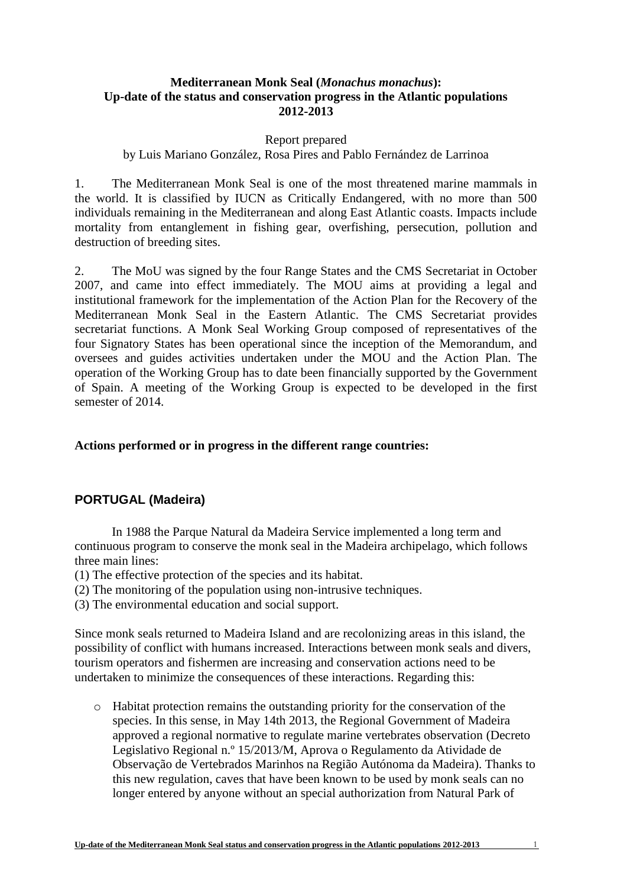**Mediterranean Monk Seal (*Monachus monachus*):**
**Up-date of the status and conservation progress in the Atlantic populations**
**2012-2013**

Report prepared
by Luis Mariano González, Rosa Pires and Pablo Fernández de Larrinoa

1. The Mediterranean Monk Seal is one of the most threatened marine mammals in the world. It is classified by IUCN as Critically Endangered, with no more than 500 individuals remaining in the Mediterranean and along East Atlantic coasts. Impacts include mortality from entanglement in fishing gear, overfishing, persecution, pollution and destruction of breeding sites.

2. The MoU was signed by the four Range States and the CMS Secretariat in October 2007, and came into effect immediately. The MOU aims at providing a legal and institutional framework for the implementation of the Action Plan for the Recovery of the Mediterranean Monk Seal in the Eastern Atlantic. The CMS Secretariat provides secretariat functions. A Monk Seal Working Group composed of representatives of the four Signatory States has been operational since the inception of the Memorandum, and oversees and guides activities undertaken under the MOU and the Action Plan. The operation of the Working Group has to date been financially supported by the Government of Spain. A meeting of the Working Group is expected to be developed in the first semester of 2014.

**Actions performed or in progress in the different range countries:**

## PORTUGAL (Madeira)

In 1988 the Parque Natural da Madeira Service implemented a long term and continuous program to conserve the monk seal in the Madeira archipelago, which follows three main lines:

(1) The effective protection of the species and its habitat.
(2) The monitoring of the population using non-intrusive techniques.
(3) The environmental education and social support.

Since monk seals returned to Madeira Island and are recolonizing areas in this island, the possibility of conflict with humans increased. Interactions between monk seals and divers, tourism operators and fishermen are increasing and conservation actions need to be undertaken to minimize the consequences of these interactions. Regarding this:

- Habitat protection remains the outstanding priority for the conservation of the species. In this sense, in May 14th 2013, the Regional Government of Madeira approved a regional normative to regulate marine vertebrates observation (Decreto Legislativo Regional n.º 15/2013/M, Aprova o Regulamento da Atividade de Observação de Vertebrados Marinhos na Região Autónoma da Madeira). Thanks to this new regulation, caves that have been known to be used by monk seals can no longer entered by anyone without an special authorization from Natural Park of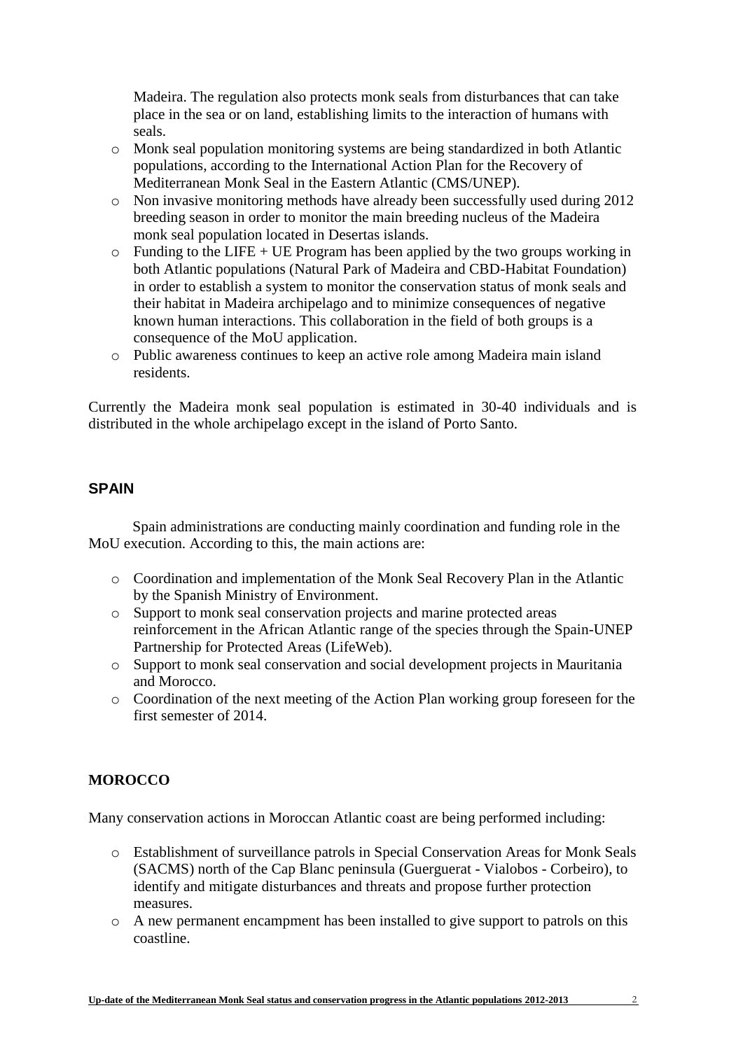Madeira. The regulation also protects monk seals from disturbances that can take place in the sea or on land, establishing limits to the interaction of humans with seals.

- Monk seal population monitoring systems are being standardized in both Atlantic populations, according to the International Action Plan for the Recovery of Mediterranean Monk Seal in the Eastern Atlantic (CMS/UNEP).
- Non invasive monitoring methods have already been successfully used during 2012 breeding season in order to monitor the main breeding nucleus of the Madeira monk seal population located in Desertas islands.
- Funding to the LIFE + UE Program has been applied by the two groups working in both Atlantic populations (Natural Park of Madeira and CBD-Habitat Foundation) in order to establish a system to monitor the conservation status of monk seals and their habitat in Madeira archipelago and to minimize consequences of negative known human interactions. This collaboration in the field of both groups is a consequence of the MoU application.
- Public awareness continues to keep an active role among Madeira main island residents.

Currently the Madeira monk seal population is estimated in 30-40 individuals and is distributed in the whole archipelago except in the island of Porto Santo.

## SPAIN

Spain administrations are conducting mainly coordination and funding role in the MoU execution. According to this, the main actions are:

- Coordination and implementation of the Monk Seal Recovery Plan in the Atlantic by the Spanish Ministry of Environment.
- Support to monk seal conservation projects and marine protected areas reinforcement in the African Atlantic range of the species through the Spain-UNEP Partnership for Protected Areas (LifeWeb).
- Support to monk seal conservation and social development projects in Mauritania and Morocco.
- Coordination of the next meeting of the Action Plan working group foreseen for the first semester of 2014.

## MOROCCO

Many conservation actions in Moroccan Atlantic coast are being performed including:

- Establishment of surveillance patrols in Special Conservation Areas for Monk Seals (SACMS) north of the Cap Blanc peninsula (Guerguerat - Vialobos - Corbeiro), to identify and mitigate disturbances and threats and propose further protection measures.
- A new permanent encampment has been installed to give support to patrols on this coastline.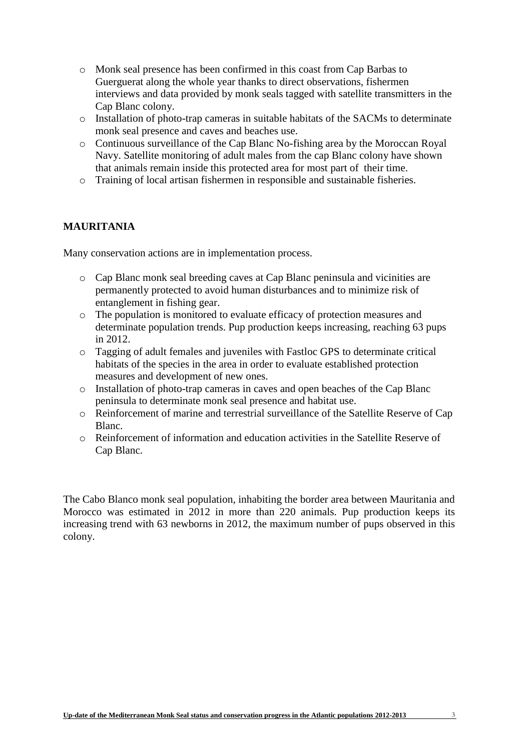- Monk seal presence has been confirmed in this coast from Cap Barbas to Guerguerat along the whole year thanks to direct observations, fishermen interviews and data provided by monk seals tagged with satellite transmitters in the Cap Blanc colony.
- Installation of photo-trap cameras in suitable habitats of the SACMs to determinate monk seal presence and caves and beaches use.
- Continuous surveillance of the Cap Blanc No-fishing area by the Moroccan Royal Navy. Satellite monitoring of adult males from the cap Blanc colony have shown that animals remain inside this protected area for most part of their time.
- Training of local artisan fishermen in responsible and sustainable fisheries.

## MAURITANIA

Many conservation actions are in implementation process.

- Cap Blanc monk seal breeding caves at Cap Blanc peninsula and vicinities are permanently protected to avoid human disturbances and to minimize risk of entanglement in fishing gear.
- The population is monitored to evaluate efficacy of protection measures and determinate population trends. Pup production keeps increasing, reaching 63 pups in 2012.
- Tagging of adult females and juveniles with Fastloc GPS to determinate critical habitats of the species in the area in order to evaluate established protection measures and development of new ones.
- Installation of photo-trap cameras in caves and open beaches of the Cap Blanc peninsula to determinate monk seal presence and habitat use.
- Reinforcement of marine and terrestrial surveillance of the Satellite Reserve of Cap Blanc.
- Reinforcement of information and education activities in the Satellite Reserve of Cap Blanc.

The Cabo Blanco monk seal population, inhabiting the border area between Mauritania and Morocco was estimated in 2012 in more than 220 animals. Pup production keeps its increasing trend with 63 newborns in 2012, the maximum number of pups observed in this colony.